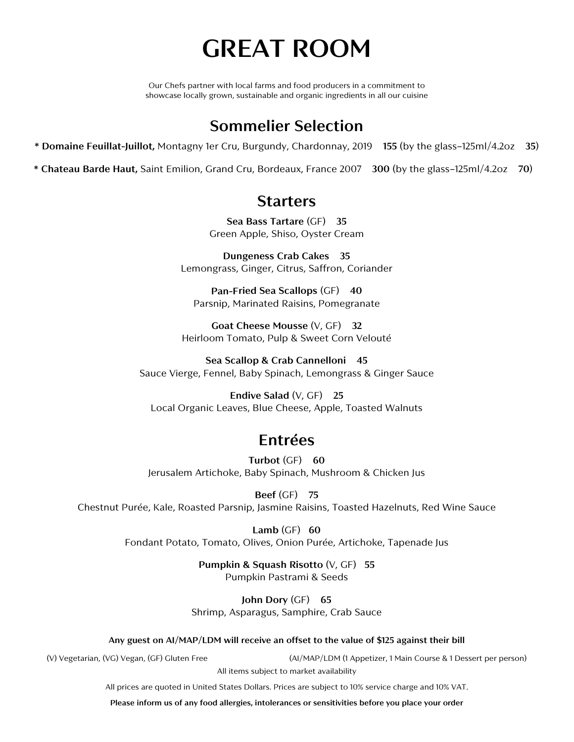# GREAT ROOM

Our Chefs partner with local farms and food producers in a commitment to showcase locally grown, sustainable and organic ingredients in all our cuisine

## Sommelier Selection

* **Domaine Feuillat-Juillot,** Montagny 1er Cru, Burgundy, Chardonnay, 2019 **155** (by the glass–125ml/4.2oz **35**)

* **Chateau Barde Haut,** Saint Emilion, Grand Cru, Bordeaux, France 2007 **300** (by the glass–125ml/4.2oz **70**)

## Starters

**Sea Bass Tartare** (GF) **35**
Green Apple, Shiso, Oyster Cream

**Dungeness Crab Cakes** **35**
Lemongrass, Ginger, Citrus, Saffron, Coriander

**Pan-Fried Sea Scallops** (GF) **40**
Parsnip, Marinated Raisins, Pomegranate

**Goat Cheese Mousse** (V, GF) **32**
Heirloom Tomato, Pulp & Sweet Corn Velouté

**Sea Scallop & Crab Cannelloni** **45**
Sauce Vierge, Fennel, Baby Spinach, Lemongrass & Ginger Sauce

**Endive Salad** (V, GF) **25**
Local Organic Leaves, Blue Cheese, Apple, Toasted Walnuts

## Entrées

**Turbot** (GF) **60**
Jerusalem Artichoke, Baby Spinach, Mushroom & Chicken Jus

**Beef** (GF) **75**
Chestnut Purée, Kale, Roasted Parsnip, Jasmine Raisins, Toasted Hazelnuts, Red Wine Sauce

**Lamb** (GF) **60**
Fondant Potato, Tomato, Olives, Onion Purée, Artichoke, Tapenade Jus

**Pumpkin & Squash Risotto** (V, GF) **55**
Pumpkin Pastrami & Seeds

**John Dory** (GF) **65**
Shrimp, Asparagus, Samphire, Crab Sauce

**Any guest on AI/MAP/LDM will receive an offset to the value of $125 against their bill**

(V) Vegetarian, (VG) Vegan, (GF) Gluten Free

(AI/MAP/LDM (1 Appetizer, 1 Main Course & 1 Dessert per person)

All items subject to market availability

All prices are quoted in United States Dollars. Prices are subject to 10% service charge and 10% VAT.

**Please inform us of any food allergies, intolerances or sensitivities before you place your order**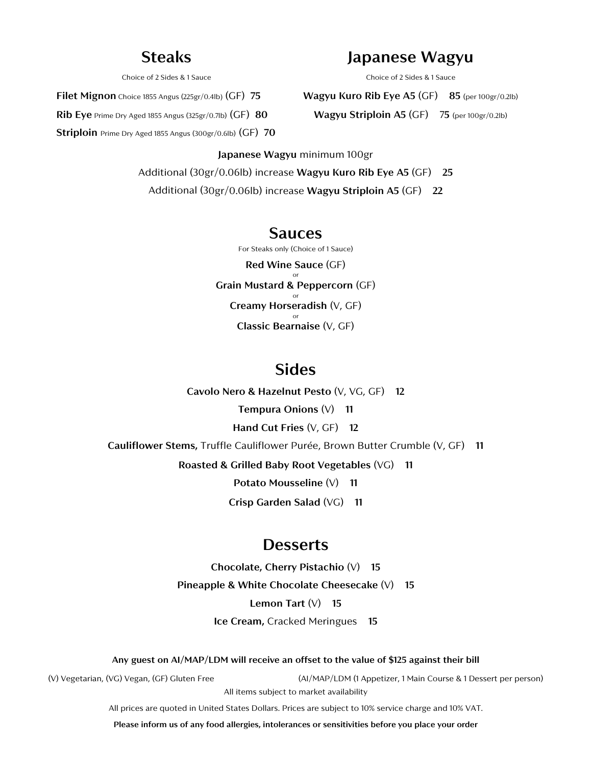## Steaks

Choice of 2 Sides & 1 Sauce

**Filet Mignon** Choice 1855 Angus (225gr/0.4lb) (GF) **75**

**Rib Eye** Prime Dry Aged 1855 Angus (325gr/0.7lb) (GF) **80**

**Striploin** Prime Dry Aged 1855 Angus (300gr/0.6lb) (GF) **70**

## Japanese Wagyu

Choice of 2 Sides & 1 Sauce

**Wagyu Kuro Rib Eye A5** (GF) **85** (per 100gr/0.2lb)

**Wagyu Striploin A5** (GF) **75** (per 100gr/0.2lb)

**Japanese Wagyu** minimum 100gr

Additional (30gr/0.06lb) increase **Wagyu Kuro Rib Eye A5** (GF) **25**

Additional (30gr/0.06lb) increase **Wagyu Striploin A5** (GF) **22**

## Sauces

For Steaks only (Choice of 1 Sauce)

**Red Wine Sauce** (GF)

or

**Grain Mustard & Peppercorn** (GF)

or

**Creamy Horseradish** (V, GF)

or

**Classic Bearnaise** (V, GF)

## Sides

**Cavolo Nero & Hazelnut Pesto** (V, VG, GF) **12**

**Tempura Onions** (V) **11**

**Hand Cut Fries** (V, GF) **12**

**Cauliflower Stems,** Truffle Cauliflower Purée, Brown Butter Crumble (V, GF) **11**

**Roasted & Grilled Baby Root Vegetables** (VG) **11**

**Potato Mousseline** (V) **11**

**Crisp Garden Salad** (VG) **11**

## Desserts

**Chocolate, Cherry Pistachio** (V) **15**

**Pineapple & White Chocolate Cheesecake** (V) **15**

**Lemon Tart** (V) **15**

**Ice Cream,** Cracked Meringues **15**

**Any guest on AI/MAP/LDM will receive an offset to the value of $125 against their bill**

(V) Vegetarian, (VG) Vegan, (GF) Gluten Free

(AI/MAP/LDM (1 Appetizer, 1 Main Course & 1 Dessert per person)

All items subject to market availability

All prices are quoted in United States Dollars. Prices are subject to 10% service charge and 10% VAT.

**Please inform us of any food allergies, intolerances or sensitivities before you place your order**